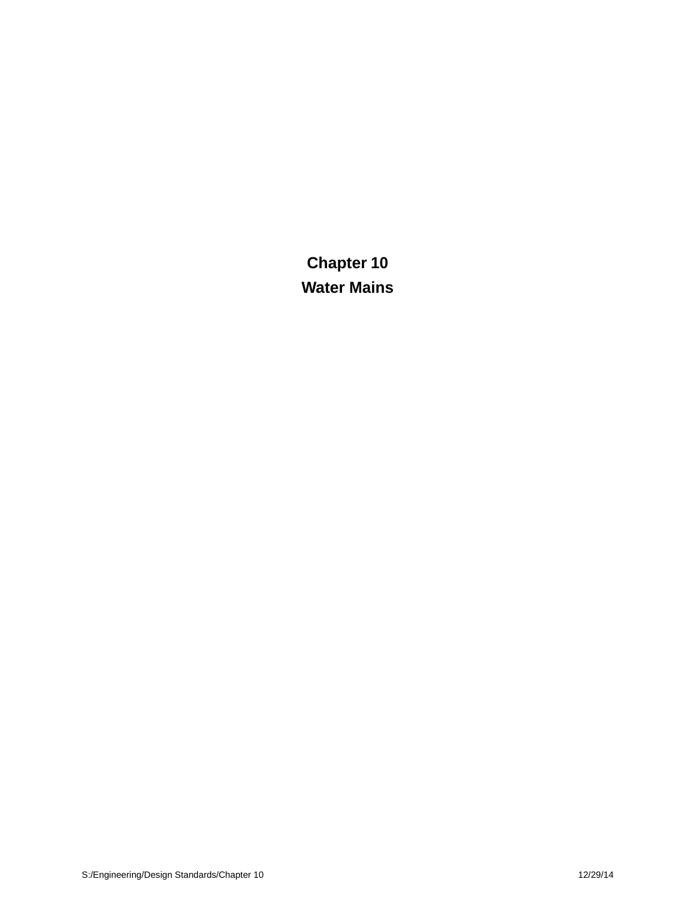# Chapter 10

# Water Mains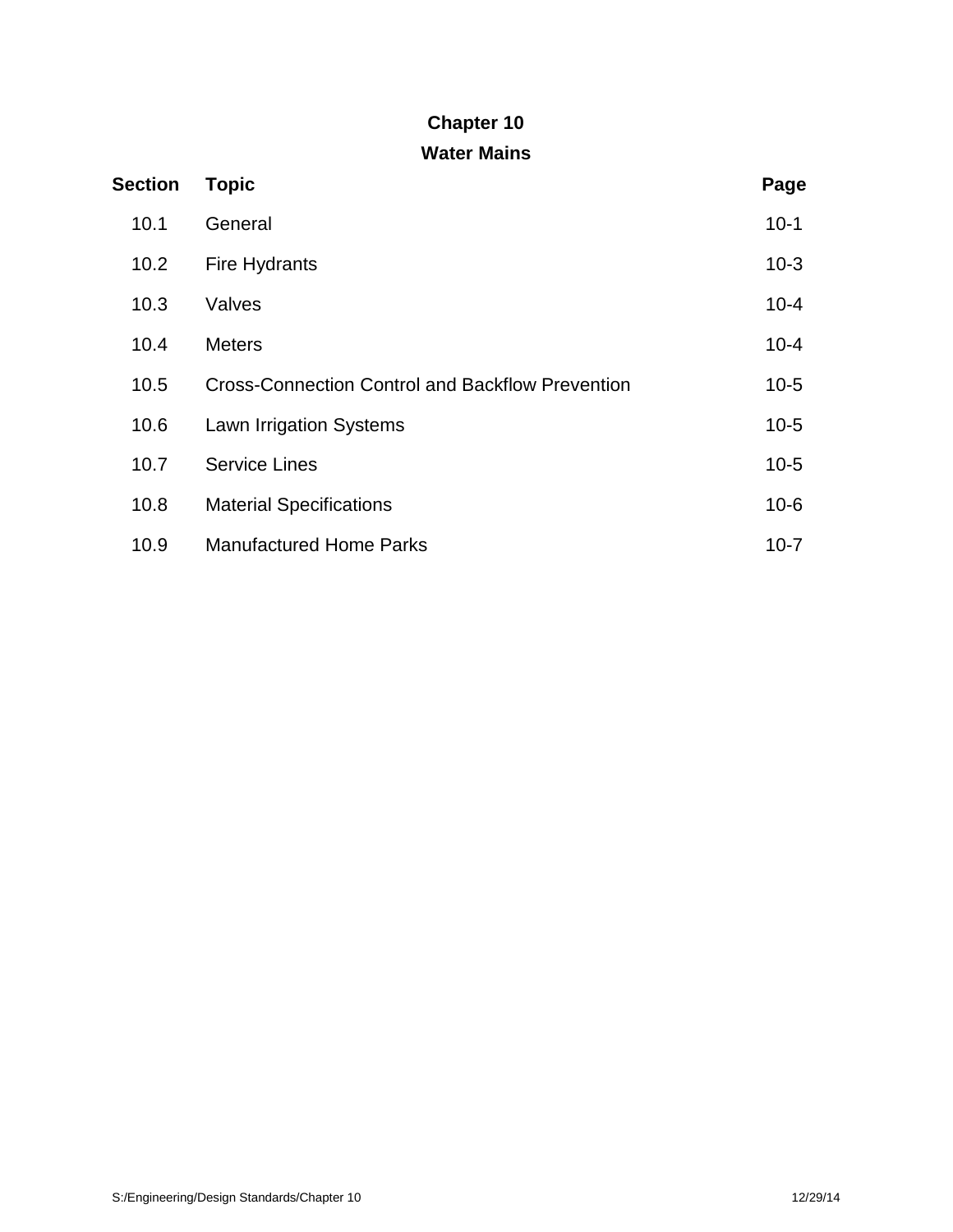# Chapter 10

## Water Mains

| Section | Topic | Page |
|---|---|---|
| 10.1 | General | 10-1 |
| 10.2 | Fire Hydrants | 10-3 |
| 10.3 | Valves | 10-4 |
| 10.4 | Meters | 10-4 |
| 10.5 | Cross-Connection Control and Backflow Prevention | 10-5 |
| 10.6 | Lawn Irrigation Systems | 10-5 |
| 10.7 | Service Lines | 10-5 |
| 10.8 | Material Specifications | 10-6 |
| 10.9 | Manufactured Home Parks | 10-7 |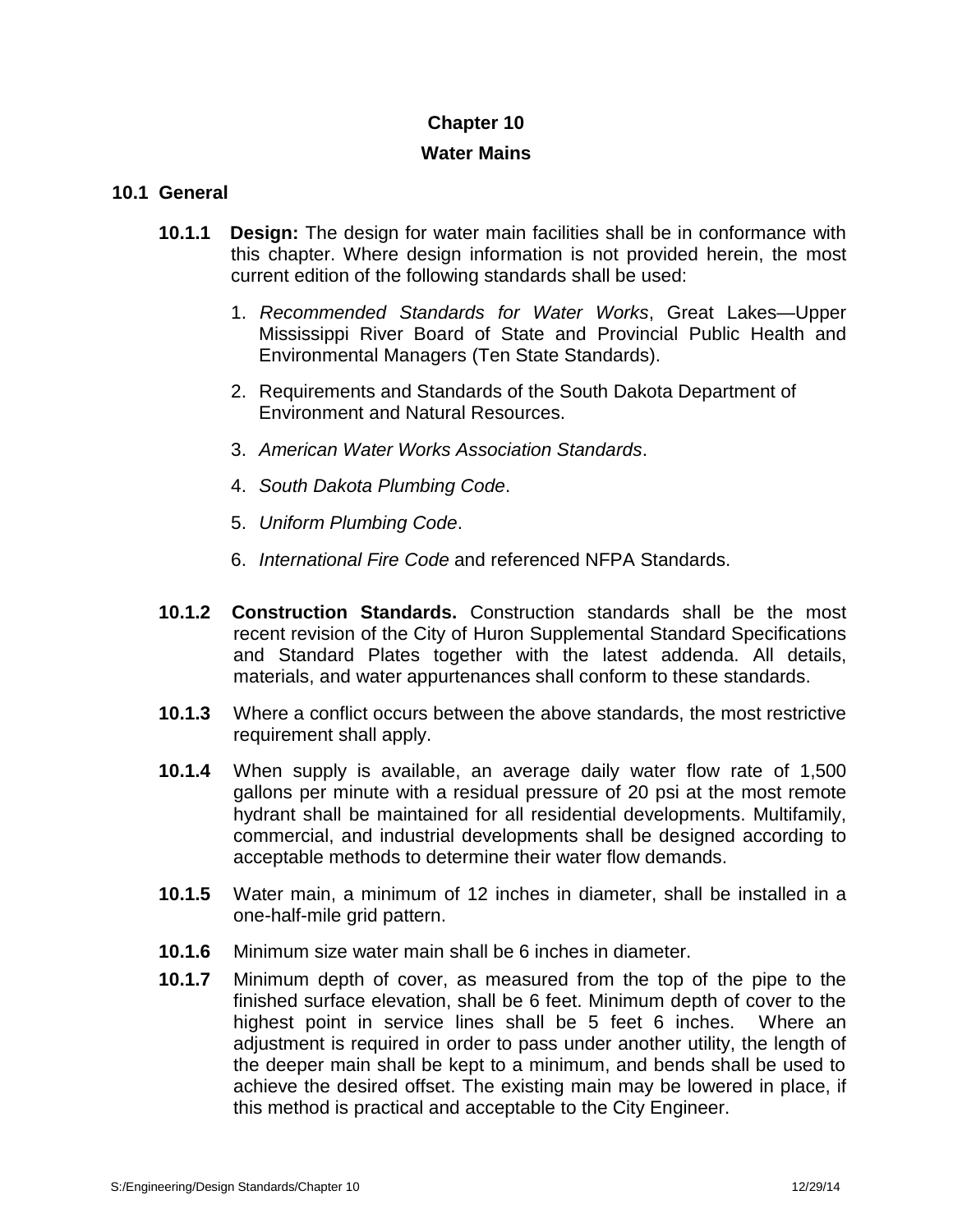# Chapter 10

## Water Mains

### 10.1 General

**10.1.1 Design:** The design for water main facilities shall be in conformance with this chapter. Where design information is not provided herein, the most current edition of the following standards shall be used:

1. *Recommended Standards for Water Works*, Great Lakes—Upper Mississippi River Board of State and Provincial Public Health and Environmental Managers (Ten State Standards).
2. Requirements and Standards of the South Dakota Department of Environment and Natural Resources.
3. *American Water Works Association Standards*.
4. *South Dakota Plumbing Code*.
5. *Uniform Plumbing Code*.
6. *International Fire Code* and referenced NFPA Standards.

**10.1.2 Construction Standards.** Construction standards shall be the most recent revision of the City of Huron Supplemental Standard Specifications and Standard Plates together with the latest addenda. All details, materials, and water appurtenances shall conform to these standards.

**10.1.3** Where a conflict occurs between the above standards, the most restrictive requirement shall apply.

**10.1.4** When supply is available, an average daily water flow rate of 1,500 gallons per minute with a residual pressure of 20 psi at the most remote hydrant shall be maintained for all residential developments. Multifamily, commercial, and industrial developments shall be designed according to acceptable methods to determine their water flow demands.

**10.1.5** Water main, a minimum of 12 inches in diameter, shall be installed in a one-half-mile grid pattern.

**10.1.6** Minimum size water main shall be 6 inches in diameter.

**10.1.7** Minimum depth of cover, as measured from the top of the pipe to the finished surface elevation, shall be 6 feet. Minimum depth of cover to the highest point in service lines shall be 5 feet 6 inches. Where an adjustment is required in order to pass under another utility, the length of the deeper main shall be kept to a minimum, and bends shall be used to achieve the desired offset. The existing main may be lowered in place, if this method is practical and acceptable to the City Engineer.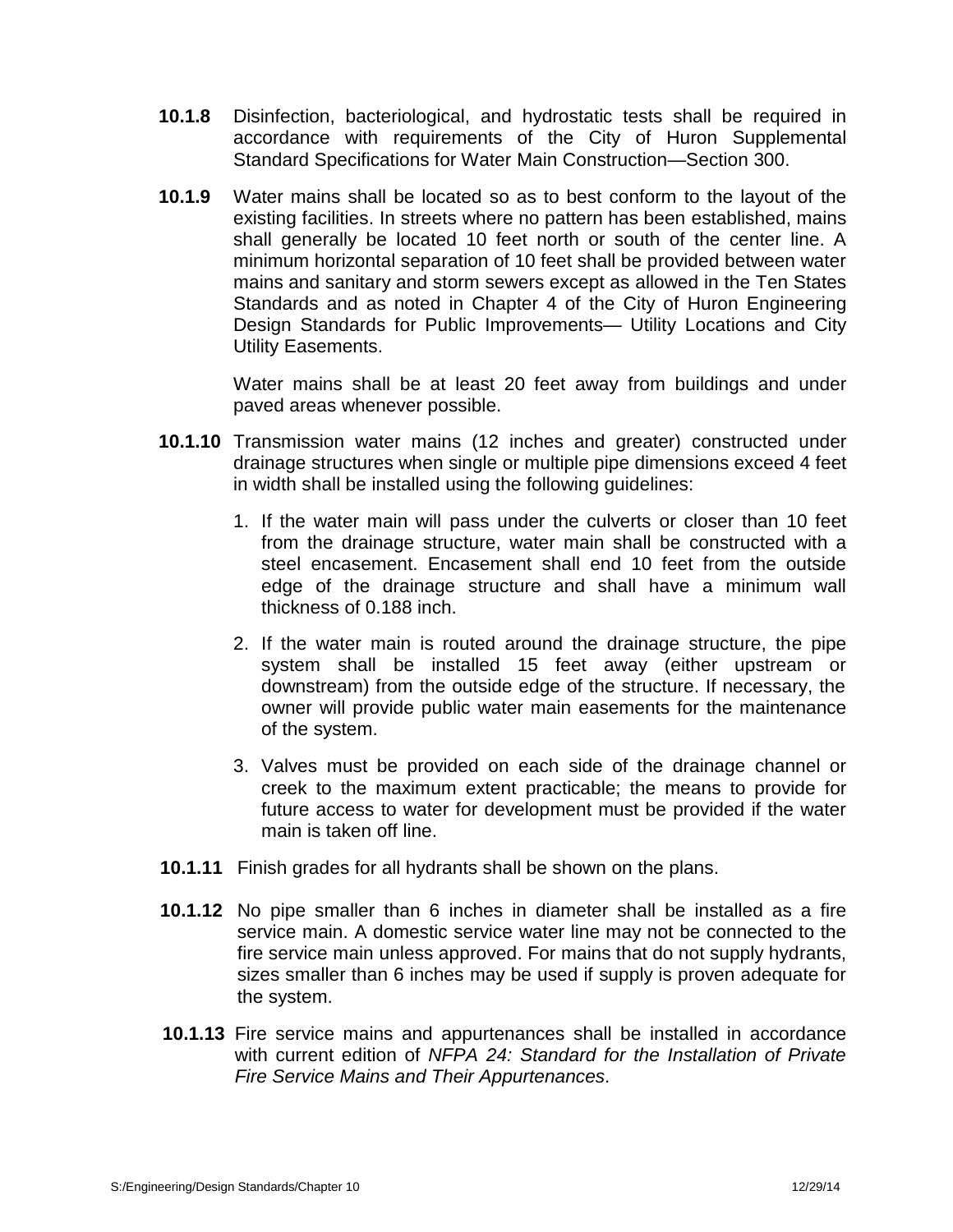**10.1.8** Disinfection, bacteriological, and hydrostatic tests shall be required in accordance with requirements of the City of Huron Supplemental Standard Specifications for Water Main Construction—Section 300.

**10.1.9** Water mains shall be located so as to best conform to the layout of the existing facilities. In streets where no pattern has been established, mains shall generally be located 10 feet north or south of the center line. A minimum horizontal separation of 10 feet shall be provided between water mains and sanitary and storm sewers except as allowed in the Ten States Standards and as noted in Chapter 4 of the City of Huron Engineering Design Standards for Public Improvements— Utility Locations and City Utility Easements.

Water mains shall be at least 20 feet away from buildings and under paved areas whenever possible.

**10.1.10** Transmission water mains (12 inches and greater) constructed under drainage structures when single or multiple pipe dimensions exceed 4 feet in width shall be installed using the following guidelines:

1. If the water main will pass under the culverts or closer than 10 feet from the drainage structure, water main shall be constructed with a steel encasement. Encasement shall end 10 feet from the outside edge of the drainage structure and shall have a minimum wall thickness of 0.188 inch.
2. If the water main is routed around the drainage structure, the pipe system shall be installed 15 feet away (either upstream or downstream) from the outside edge of the structure. If necessary, the owner will provide public water main easements for the maintenance of the system.
3. Valves must be provided on each side of the drainage channel or creek to the maximum extent practicable; the means to provide for future access to water for development must be provided if the water main is taken off line.

**10.1.11** Finish grades for all hydrants shall be shown on the plans.

**10.1.12** No pipe smaller than 6 inches in diameter shall be installed as a fire service main. A domestic service water line may not be connected to the fire service main unless approved. For mains that do not supply hydrants, sizes smaller than 6 inches may be used if supply is proven adequate for the system.

**10.1.13** Fire service mains and appurtenances shall be installed in accordance with current edition of *NFPA 24: Standard for the Installation of Private Fire Service Mains and Their Appurtenances*.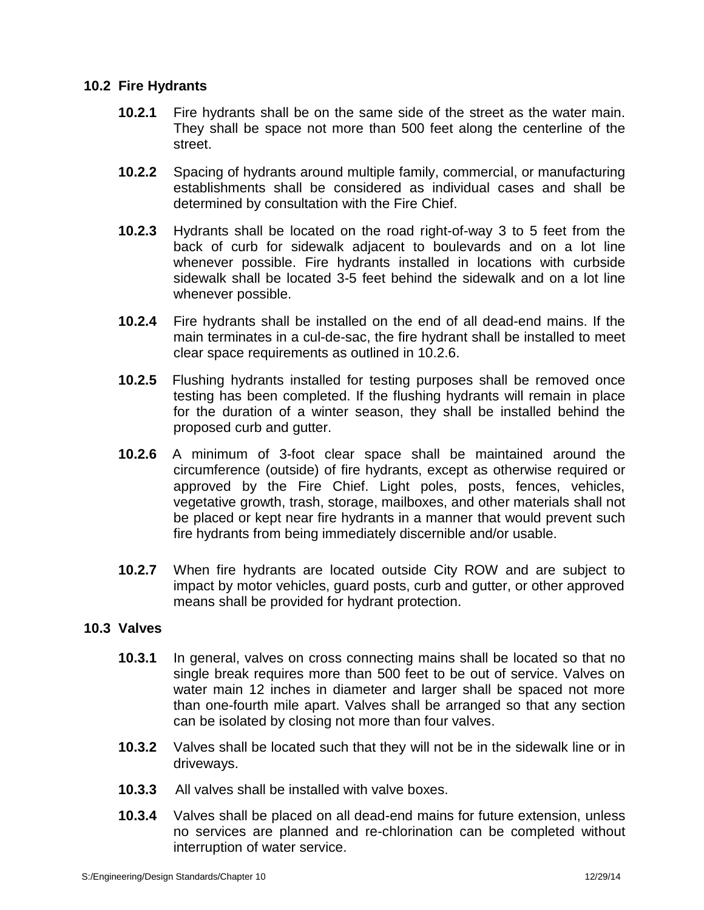## 10.2 Fire Hydrants

**10.2.1** Fire hydrants shall be on the same side of the street as the water main. They shall be space not more than 500 feet along the centerline of the street.

**10.2.2** Spacing of hydrants around multiple family, commercial, or manufacturing establishments shall be considered as individual cases and shall be determined by consultation with the Fire Chief.

**10.2.3** Hydrants shall be located on the road right-of-way 3 to 5 feet from the back of curb for sidewalk adjacent to boulevards and on a lot line whenever possible. Fire hydrants installed in locations with curbside sidewalk shall be located 3-5 feet behind the sidewalk and on a lot line whenever possible.

**10.2.4** Fire hydrants shall be installed on the end of all dead-end mains. If the main terminates in a cul-de-sac, the fire hydrant shall be installed to meet clear space requirements as outlined in 10.2.6.

**10.2.5** Flushing hydrants installed for testing purposes shall be removed once testing has been completed. If the flushing hydrants will remain in place for the duration of a winter season, they shall be installed behind the proposed curb and gutter.

**10.2.6** A minimum of 3-foot clear space shall be maintained around the circumference (outside) of fire hydrants, except as otherwise required or approved by the Fire Chief. Light poles, posts, fences, vehicles, vegetative growth, trash, storage, mailboxes, and other materials shall not be placed or kept near fire hydrants in a manner that would prevent such fire hydrants from being immediately discernible and/or usable.

**10.2.7** When fire hydrants are located outside City ROW and are subject to impact by motor vehicles, guard posts, curb and gutter, or other approved means shall be provided for hydrant protection.

## 10.3 Valves

**10.3.1** In general, valves on cross connecting mains shall be located so that no single break requires more than 500 feet to be out of service. Valves on water main 12 inches in diameter and larger shall be spaced not more than one-fourth mile apart. Valves shall be arranged so that any section can be isolated by closing not more than four valves.

**10.3.2** Valves shall be located such that they will not be in the sidewalk line or in driveways.

**10.3.3** All valves shall be installed with valve boxes.

**10.3.4** Valves shall be placed on all dead-end mains for future extension, unless no services are planned and re-chlorination can be completed without interruption of water service.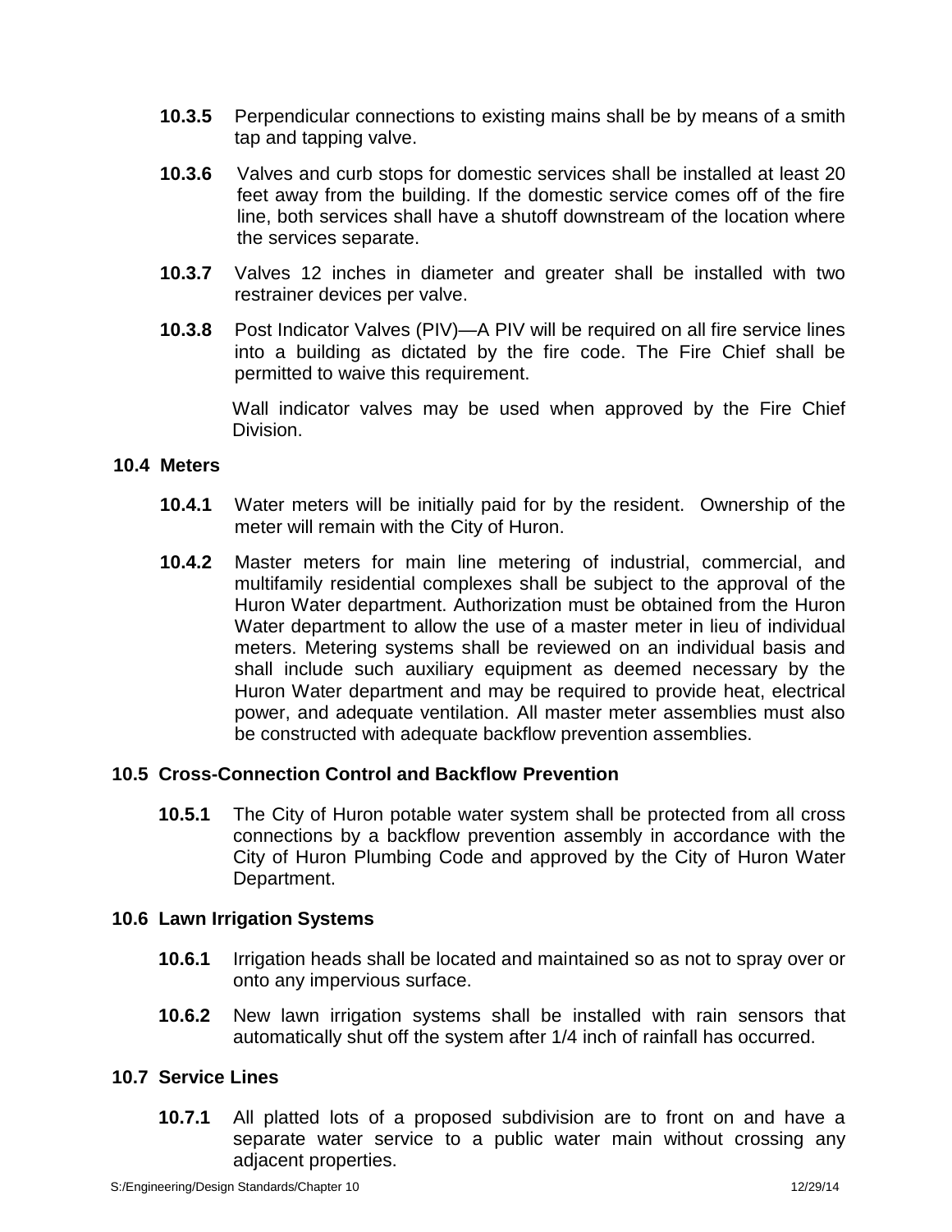**10.3.5** Perpendicular connections to existing mains shall be by means of a smith tap and tapping valve.

**10.3.6** Valves and curb stops for domestic services shall be installed at least 20 feet away from the building. If the domestic service comes off of the fire line, both services shall have a shutoff downstream of the location where the services separate.

**10.3.7** Valves 12 inches in diameter and greater shall be installed with two restrainer devices per valve.

**10.3.8** Post Indicator Valves (PIV)—A PIV will be required on all fire service lines into a building as dictated by the fire code. The Fire Chief shall be permitted to waive this requirement.

Wall indicator valves may be used when approved by the Fire Chief Division.

## 10.4 Meters

**10.4.1** Water meters will be initially paid for by the resident. Ownership of the meter will remain with the City of Huron.

**10.4.2** Master meters for main line metering of industrial, commercial, and multifamily residential complexes shall be subject to the approval of the Huron Water department. Authorization must be obtained from the Huron Water department to allow the use of a master meter in lieu of individual meters. Metering systems shall be reviewed on an individual basis and shall include such auxiliary equipment as deemed necessary by the Huron Water department and may be required to provide heat, electrical power, and adequate ventilation. All master meter assemblies must also be constructed with adequate backflow prevention assemblies.

## 10.5 Cross-Connection Control and Backflow Prevention

**10.5.1** The City of Huron potable water system shall be protected from all cross connections by a backflow prevention assembly in accordance with the City of Huron Plumbing Code and approved by the City of Huron Water Department.

## 10.6 Lawn Irrigation Systems

**10.6.1** Irrigation heads shall be located and maintained so as not to spray over or onto any impervious surface.

**10.6.2** New lawn irrigation systems shall be installed with rain sensors that automatically shut off the system after 1/4 inch of rainfall has occurred.

## 10.7 Service Lines

**10.7.1** All platted lots of a proposed subdivision are to front on and have a separate water service to a public water main without crossing any adjacent properties.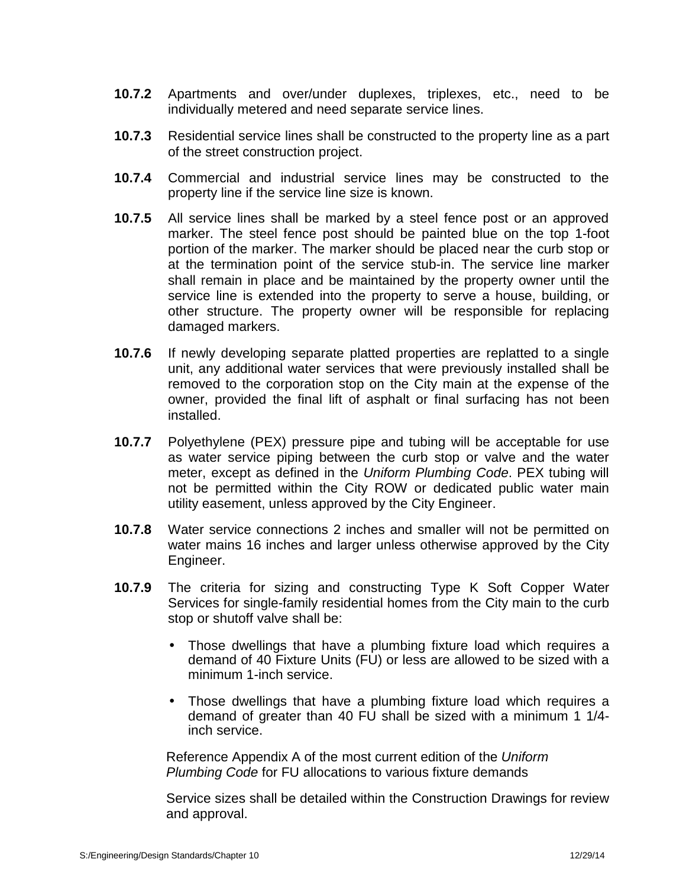**10.7.2** Apartments and over/under duplexes, triplexes, etc., need to be individually metered and need separate service lines.

**10.7.3** Residential service lines shall be constructed to the property line as a part of the street construction project.

**10.7.4** Commercial and industrial service lines may be constructed to the property line if the service line size is known.

**10.7.5** All service lines shall be marked by a steel fence post or an approved marker. The steel fence post should be painted blue on the top 1-foot portion of the marker. The marker should be placed near the curb stop or at the termination point of the service stub-in. The service line marker shall remain in place and be maintained by the property owner until the service line is extended into the property to serve a house, building, or other structure. The property owner will be responsible for replacing damaged markers.

**10.7.6** If newly developing separate platted properties are replatted to a single unit, any additional water services that were previously installed shall be removed to the corporation stop on the City main at the expense of the owner, provided the final lift of asphalt or final surfacing has not been installed.

**10.7.7** Polyethylene (PEX) pressure pipe and tubing will be acceptable for use as water service piping between the curb stop or valve and the water meter, except as defined in the *Uniform Plumbing Code*. PEX tubing will not be permitted within the City ROW or dedicated public water main utility easement, unless approved by the City Engineer.

**10.7.8** Water service connections 2 inches and smaller will not be permitted on water mains 16 inches and larger unless otherwise approved by the City Engineer.

**10.7.9** The criteria for sizing and constructing Type K Soft Copper Water Services for single-family residential homes from the City main to the curb stop or shutoff valve shall be:

- Those dwellings that have a plumbing fixture load which requires a demand of 40 Fixture Units (FU) or less are allowed to be sized with a minimum 1-inch service.
- Those dwellings that have a plumbing fixture load which requires a demand of greater than 40 FU shall be sized with a minimum 1 1/4-inch service.

Reference Appendix A of the most current edition of the *Uniform Plumbing Code* for FU allocations to various fixture demands

Service sizes shall be detailed within the Construction Drawings for review and approval.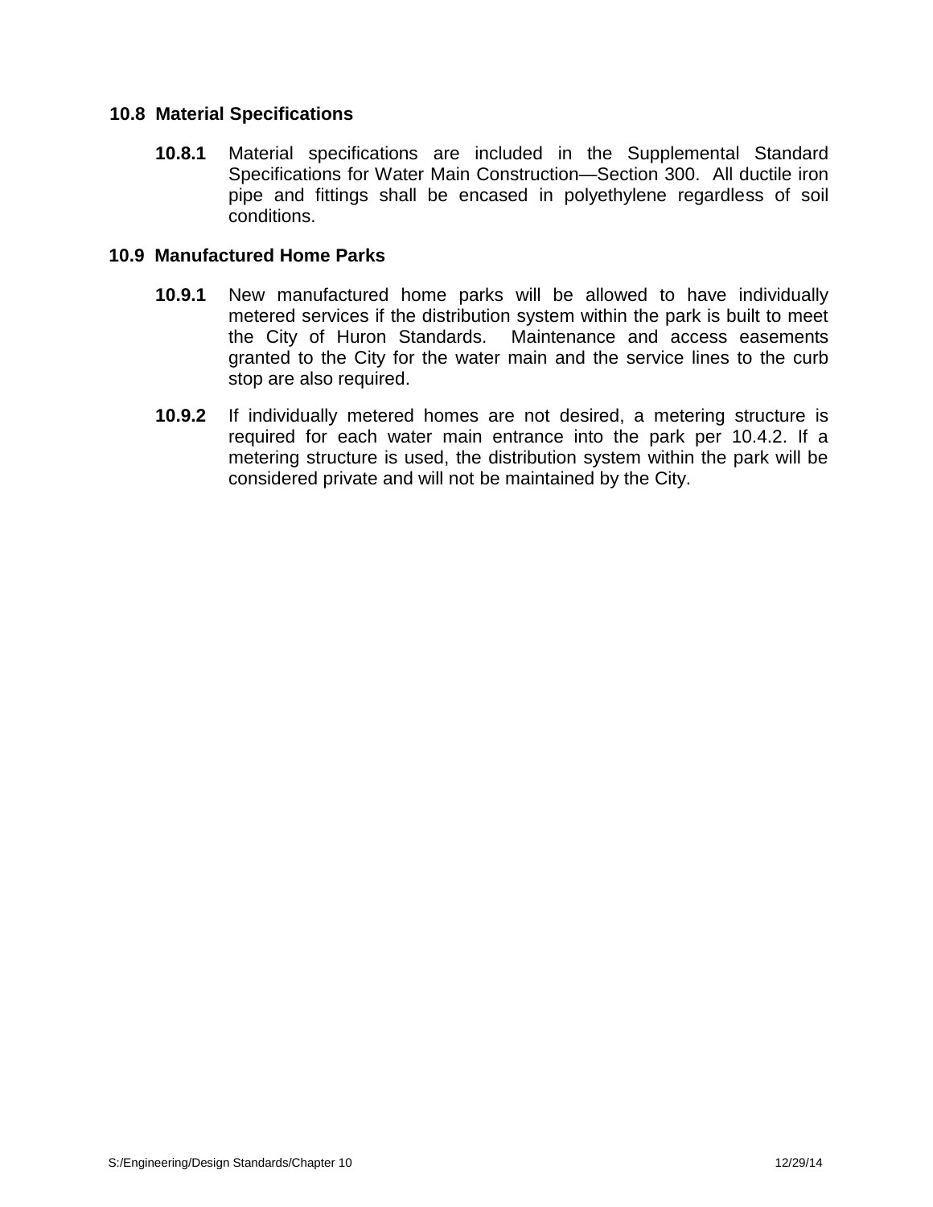## 10.8 Material Specifications

**10.8.1** Material specifications are included in the Supplemental Standard Specifications for Water Main Construction—Section 300. All ductile iron pipe and fittings shall be encased in polyethylene regardless of soil conditions.

## 10.9 Manufactured Home Parks

**10.9.1** New manufactured home parks will be allowed to have individually metered services if the distribution system within the park is built to meet the City of Huron Standards. Maintenance and access easements granted to the City for the water main and the service lines to the curb stop are also required.

**10.9.2** If individually metered homes are not desired, a metering structure is required for each water main entrance into the park per 10.4.2. If a metering structure is used, the distribution system within the park will be considered private and will not be maintained by the City.